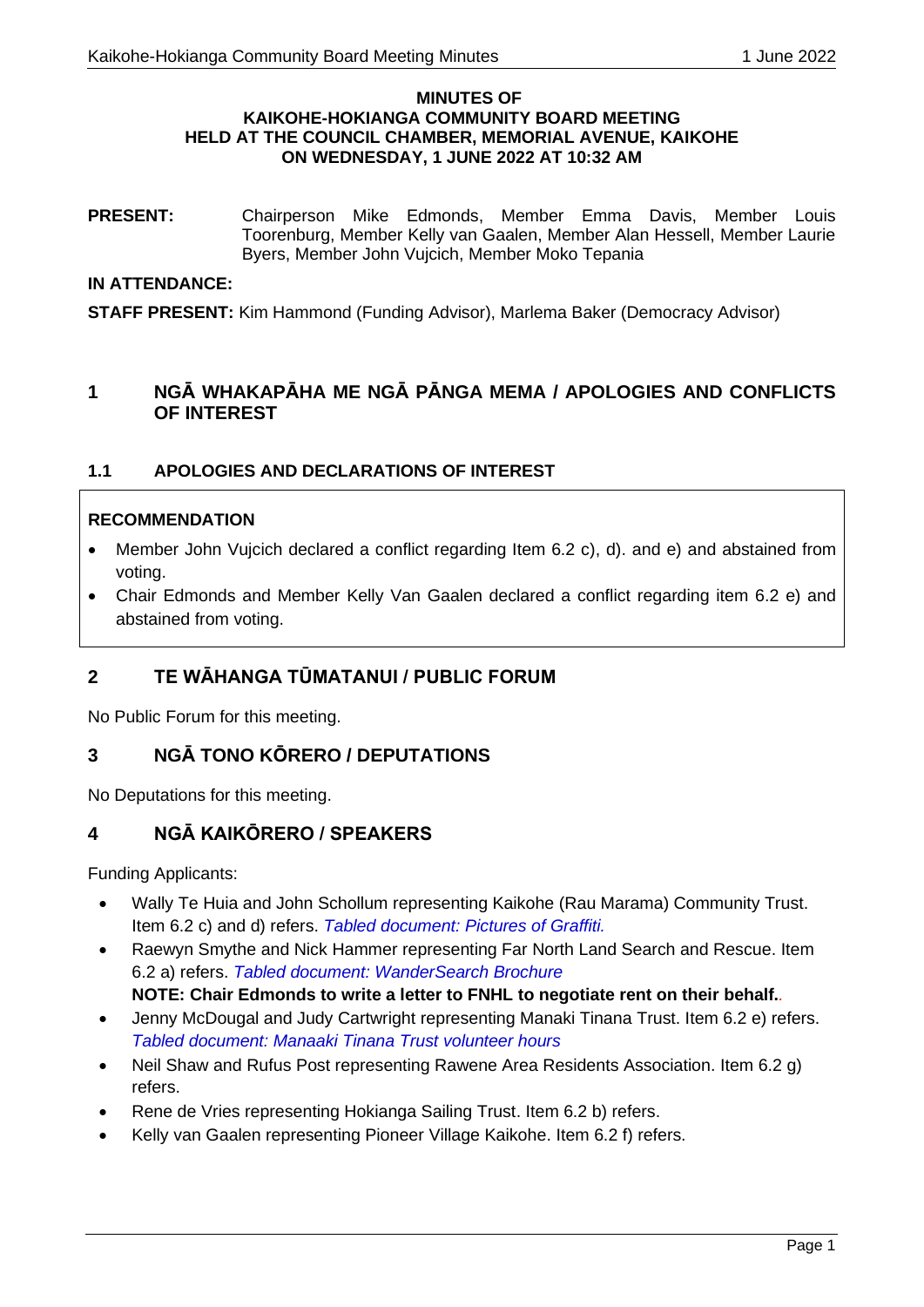**MINUTES OF**
**KAIKOHE-HOKIANGA COMMUNITY BOARD MEETING**
**HELD AT THE COUNCIL CHAMBER, MEMORIAL AVENUE, KAIKOHE**
**ON WEDNESDAY, 1 JUNE 2022 AT 10:32 AM**

**PRESENT:** Chairperson Mike Edmonds, Member Emma Davis, Member Louis Toorenburg, Member Kelly van Gaalen, Member Alan Hessell, Member Laurie Byers, Member John Vujcich, Member Moko Tepania

**IN ATTENDANCE:**

**STAFF PRESENT:** Kim Hammond (Funding Advisor), Marlema Baker (Democracy Advisor)

## 1 NGĀ WHAKAPĀHA ME NGĀ PĀNGA MEMA / APOLOGIES AND CONFLICTS OF INTEREST

### 1.1 APOLOGIES AND DECLARATIONS OF INTEREST

**RECOMMENDATION**

- Member John Vujcich declared a conflict regarding Item 6.2 c), d). and e) and abstained from voting.
- Chair Edmonds and Member Kelly Van Gaalen declared a conflict regarding item 6.2 e) and abstained from voting.

## 2 TE WĀHANGA TŪMATANUI / PUBLIC FORUM

No Public Forum for this meeting.

## 3 NGĀ TONO KŌRERO / DEPUTATIONS

No Deputations for this meeting.

## 4 NGĀ KAIKŌRERO / SPEAKERS

Funding Applicants:

- Wally Te Huia and John Schollum representing Kaikohe (Rau Marama) Community Trust. Item 6.2 c) and d) refers. *Tabled document: Pictures of Graffiti.*
- Raewyn Smythe and Nick Hammer representing Far North Land Search and Rescue. Item 6.2 a) refers. *Tabled document: WanderSearch Brochure*
  **NOTE: Chair Edmonds to write a letter to FNHL to negotiate rent on their behalf.**.
- Jenny McDougal and Judy Cartwright representing Manaki Tinana Trust. Item 6.2 e) refers. *Tabled document: Manaaki Tinana Trust volunteer hours*
- Neil Shaw and Rufus Post representing Rawene Area Residents Association. Item 6.2 g) refers.
- Rene de Vries representing Hokianga Sailing Trust. Item 6.2 b) refers.
- Kelly van Gaalen representing Pioneer Village Kaikohe. Item 6.2 f) refers.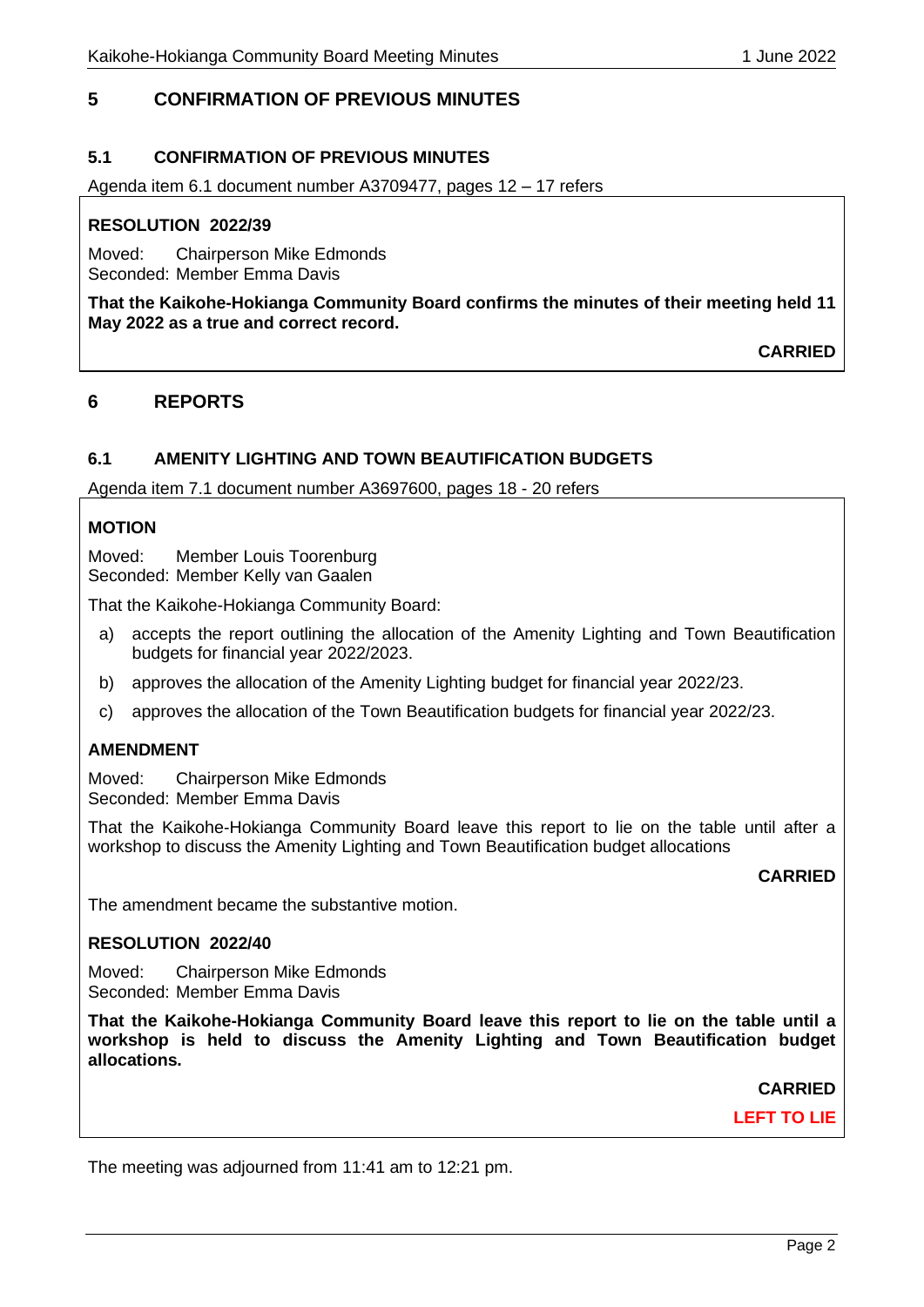## 5 CONFIRMATION OF PREVIOUS MINUTES

### 5.1 CONFIRMATION OF PREVIOUS MINUTES

Agenda item 6.1 document number A3709477, pages 12 – 17 refers

**RESOLUTION 2022/39**

Moved: Chairperson Mike Edmonds
Seconded: Member Emma Davis

**That the Kaikohe-Hokianga Community Board confirms the minutes of their meeting held 11 May 2022 as a true and correct record.**

**CARRIED**

## 6 REPORTS

### 6.1 AMENITY LIGHTING AND TOWN BEAUTIFICATION BUDGETS

Agenda item 7.1 document number A3697600, pages 18 - 20 refers

**MOTION**

Moved: Member Louis Toorenburg
Seconded: Member Kelly van Gaalen

That the Kaikohe-Hokianga Community Board:

a) accepts the report outlining the allocation of the Amenity Lighting and Town Beautification budgets for financial year 2022/2023.

b) approves the allocation of the Amenity Lighting budget for financial year 2022/23.

c) approves the allocation of the Town Beautification budgets for financial year 2022/23.

**AMENDMENT**

Moved: Chairperson Mike Edmonds
Seconded: Member Emma Davis

That the Kaikohe-Hokianga Community Board leave this report to lie on the table until after a workshop to discuss the Amenity Lighting and Town Beautification budget allocations

**CARRIED**

The amendment became the substantive motion.

**RESOLUTION 2022/40**

Moved: Chairperson Mike Edmonds
Seconded: Member Emma Davis

**That the Kaikohe-Hokianga Community Board leave this report to lie on the table until a workshop is held to discuss the Amenity Lighting and Town Beautification budget allocations.**

**CARRIED**

**LEFT TO LIE**

The meeting was adjourned from 11:41 am to 12:21 pm.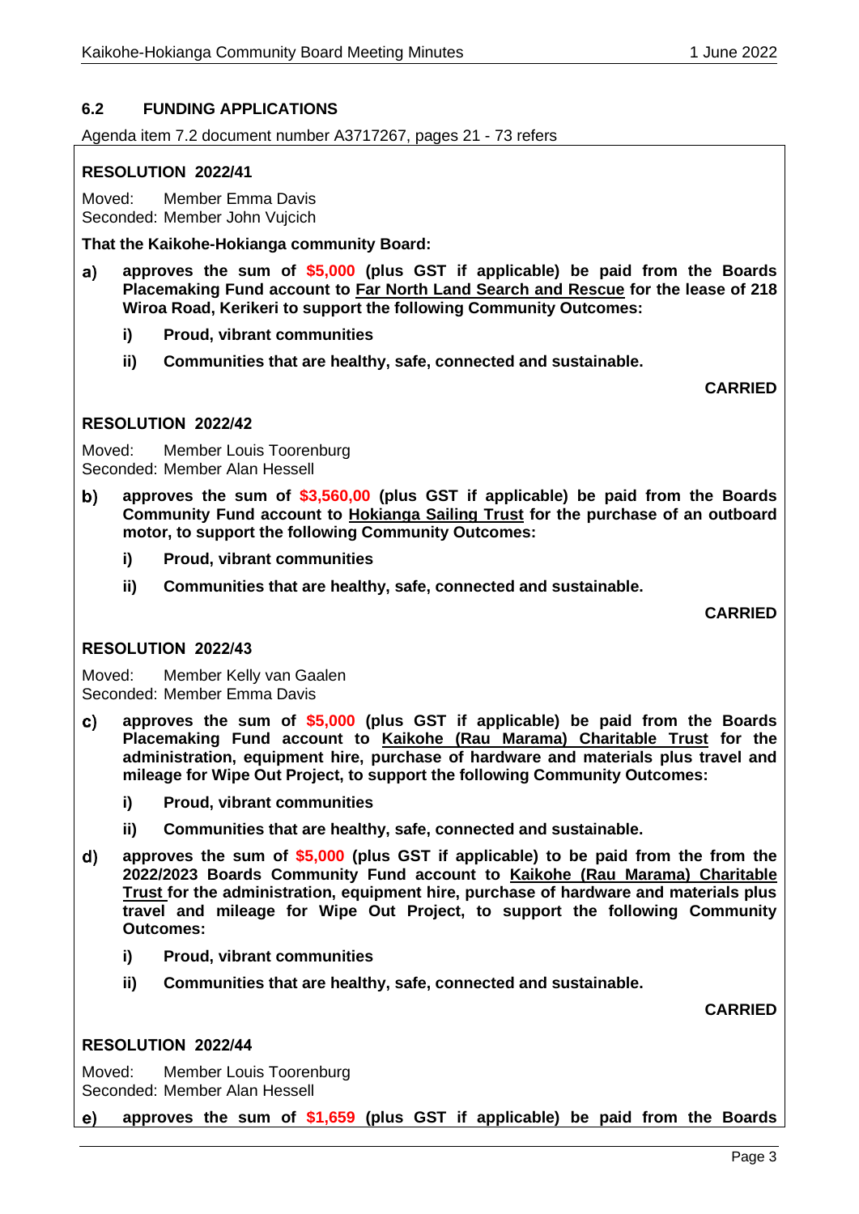### 6.2 FUNDING APPLICATIONS

Agenda item 7.2 document number A3717267, pages 21 - 73 refers

**RESOLUTION 2022/41**

Moved: Member Emma Davis
Seconded: Member John Vujcich

**That the Kaikohe-Hokianga community Board:**

a) **approves the sum of $5,000 (plus GST if applicable) be paid from the Boards Placemaking Fund account to <u>Far North Land Search and Rescue</u> for the lease of 218 Wiroa Road, Kerikeri to support the following Community Outcomes:**

   i) **Proud, vibrant communities**

   ii) **Communities that are healthy, safe, connected and sustainable.**

**CARRIED**

**RESOLUTION 2022/42**

Moved: Member Louis Toorenburg
Seconded: Member Alan Hessell

b) **approves the sum of $3,560,00 (plus GST if applicable) be paid from the Boards Community Fund account to <u>Hokianga Sailing Trust</u> for the purchase of an outboard motor, to support the following Community Outcomes:**

   i) **Proud, vibrant communities**

   ii) **Communities that are healthy, safe, connected and sustainable.**

**CARRIED**

**RESOLUTION 2022/43**

Moved: Member Kelly van Gaalen
Seconded: Member Emma Davis

c) **approves the sum of $5,000 (plus GST if applicable) be paid from the Boards Placemaking Fund account to <u>Kaikohe (Rau Marama) Charitable Trust</u> for the administration, equipment hire, purchase of hardware and materials plus travel and mileage for Wipe Out Project, to support the following Community Outcomes:**

   i) **Proud, vibrant communities**

   ii) **Communities that are healthy, safe, connected and sustainable.**

d) **approves the sum of $5,000 (plus GST if applicable) to be paid from the from the 2022/2023 Boards Community Fund account to <u>Kaikohe (Rau Marama) Charitable Trust</u> for the administration, equipment hire, purchase of hardware and materials plus travel and mileage for Wipe Out Project, to support the following Community Outcomes:**

   i) **Proud, vibrant communities**

   ii) **Communities that are healthy, safe, connected and sustainable.**

**CARRIED**

**RESOLUTION 2022/44**

Moved: Member Louis Toorenburg
Seconded: Member Alan Hessell

e) **approves the sum of $1,659 (plus GST if applicable) be paid from the Boards**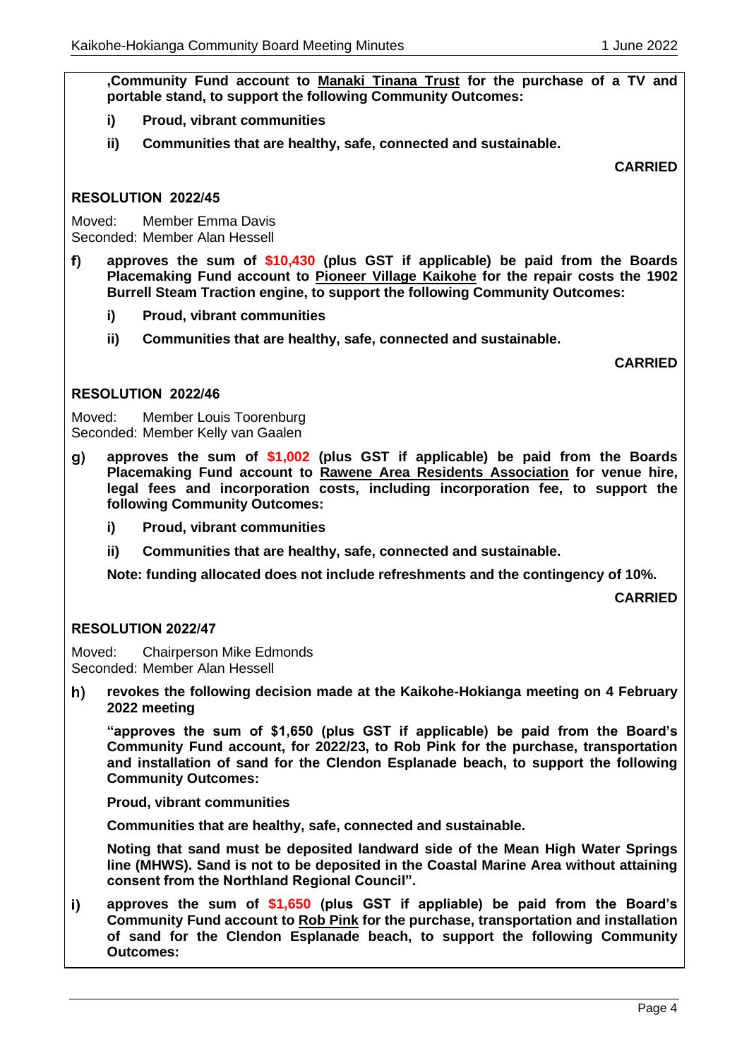**,Community Fund account to Manaki Tinana Trust for the purchase of a TV and portable stand, to support the following Community Outcomes:**

**i) Proud, vibrant communities**

**ii) Communities that are healthy, safe, connected and sustainable.**

**CARRIED**

### RESOLUTION 2022/45

Moved: Member Emma Davis
Seconded: Member Alan Hessell

**f) approves the sum of $10,430 (plus GST if applicable) be paid from the Boards Placemaking Fund account to Pioneer Village Kaikohe for the repair costs the 1902 Burrell Steam Traction engine, to support the following Community Outcomes:**

**i) Proud, vibrant communities**

**ii) Communities that are healthy, safe, connected and sustainable.**

**CARRIED**

### RESOLUTION 2022/46

Moved: Member Louis Toorenburg
Seconded: Member Kelly van Gaalen

**g) approves the sum of $1,002 (plus GST if applicable) be paid from the Boards Placemaking Fund account to Rawene Area Residents Association for venue hire, legal fees and incorporation costs, including incorporation fee, to support the following Community Outcomes:**

**i) Proud, vibrant communities**

**ii) Communities that are healthy, safe, connected and sustainable.**

**Note: funding allocated does not include refreshments and the contingency of 10%.**

**CARRIED**

### RESOLUTION 2022/47

Moved: Chairperson Mike Edmonds
Seconded: Member Alan Hessell

**h) revokes the following decision made at the Kaikohe-Hokianga meeting on 4 February 2022 meeting**

**"approves the sum of $1,650 (plus GST if applicable) be paid from the Board's Community Fund account, for 2022/23, to Rob Pink for the purchase, transportation and installation of sand for the Clendon Esplanade beach, to support the following Community Outcomes:**

**Proud, vibrant communities**

**Communities that are healthy, safe, connected and sustainable.**

**Noting that sand must be deposited landward side of the Mean High Water Springs line (MHWS). Sand is not to be deposited in the Coastal Marine Area without attaining consent from the Northland Regional Council".**

**i) approves the sum of $1,650 (plus GST if appliable) be paid from the Board's Community Fund account to Rob Pink for the purchase, transportation and installation of sand for the Clendon Esplanade beach, to support the following Community Outcomes:**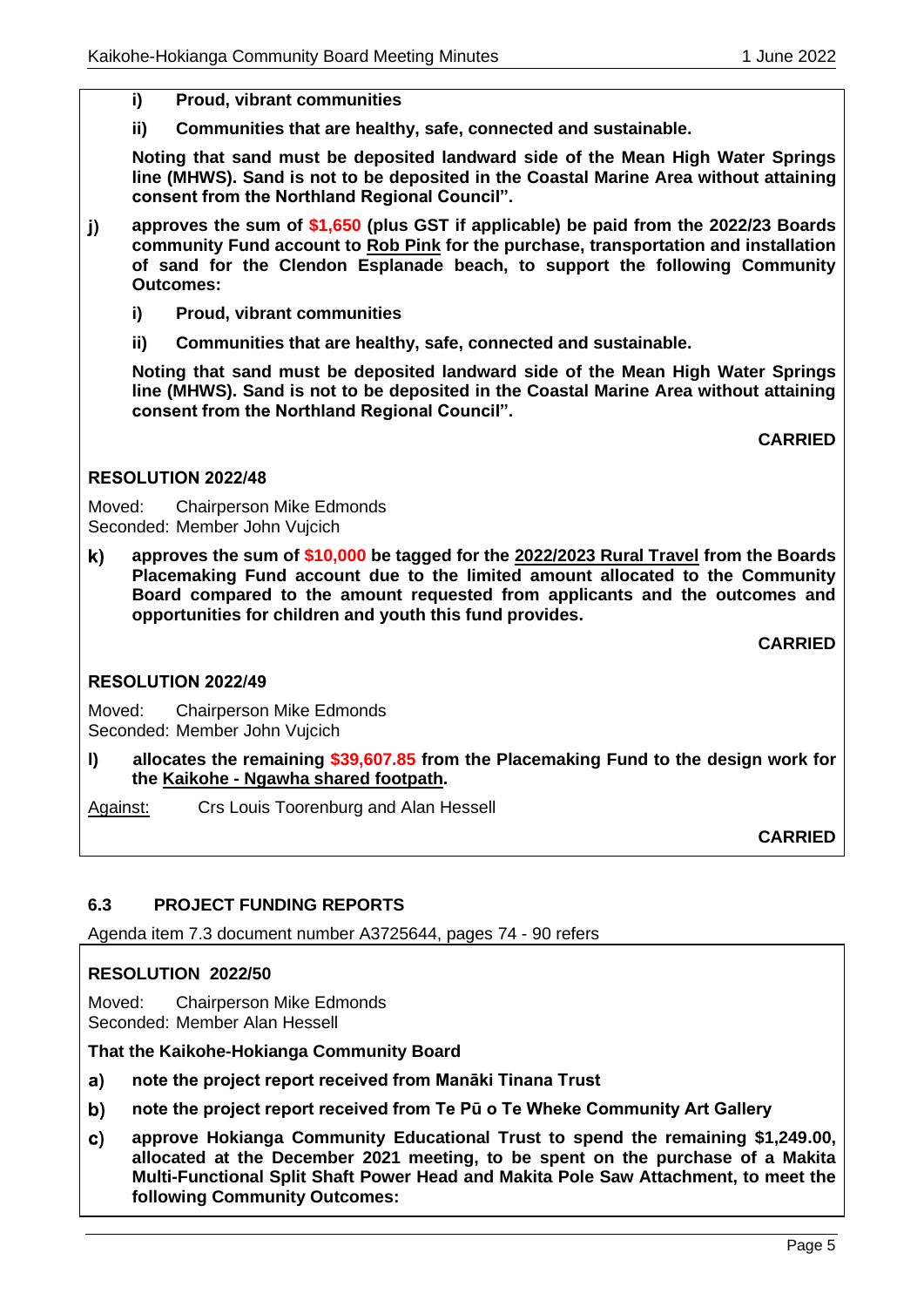**i) Proud, vibrant communities**

**ii) Communities that are healthy, safe, connected and sustainable.**

**Noting that sand must be deposited landward side of the Mean High Water Springs line (MHWS). Sand is not to be deposited in the Coastal Marine Area without attaining consent from the Northland Regional Council".**

**j) approves the sum of $1,650 (plus GST if applicable) be paid from the 2022/23 Boards community Fund account to Rob Pink for the purchase, transportation and installation of sand for the Clendon Esplanade beach, to support the following Community Outcomes:**

**i) Proud, vibrant communities**

**ii) Communities that are healthy, safe, connected and sustainable.**

**Noting that sand must be deposited landward side of the Mean High Water Springs line (MHWS). Sand is not to be deposited in the Coastal Marine Area without attaining consent from the Northland Regional Council".**

**CARRIED**

**RESOLUTION 2022/48**

Moved: Chairperson Mike Edmonds
Seconded: Member John Vujcich

**k) approves the sum of $10,000 be tagged for the 2022/2023 Rural Travel from the Boards Placemaking Fund account due to the limited amount allocated to the Community Board compared to the amount requested from applicants and the outcomes and opportunities for children and youth this fund provides.**

**CARRIED**

**RESOLUTION 2022/49**

Moved: Chairperson Mike Edmonds
Seconded: Member John Vujcich

**l) allocates the remaining $39,607.85 from the Placemaking Fund to the design work for the Kaikohe - Ngawha shared footpath.**

Against: Crs Louis Toorenburg and Alan Hessell

**CARRIED**

### 6.3 PROJECT FUNDING REPORTS

Agenda item 7.3 document number A3725644, pages 74 - 90 refers

**RESOLUTION 2022/50**

Moved: Chairperson Mike Edmonds
Seconded: Member Alan Hessell

**That the Kaikohe-Hokianga Community Board**

**a) note the project report received from Manāki Tinana Trust**

**b) note the project report received from Te Pū o Te Wheke Community Art Gallery**

**c) approve Hokianga Community Educational Trust to spend the remaining $1,249.00, allocated at the December 2021 meeting, to be spent on the purchase of a Makita Multi-Functional Split Shaft Power Head and Makita Pole Saw Attachment, to meet the following Community Outcomes:**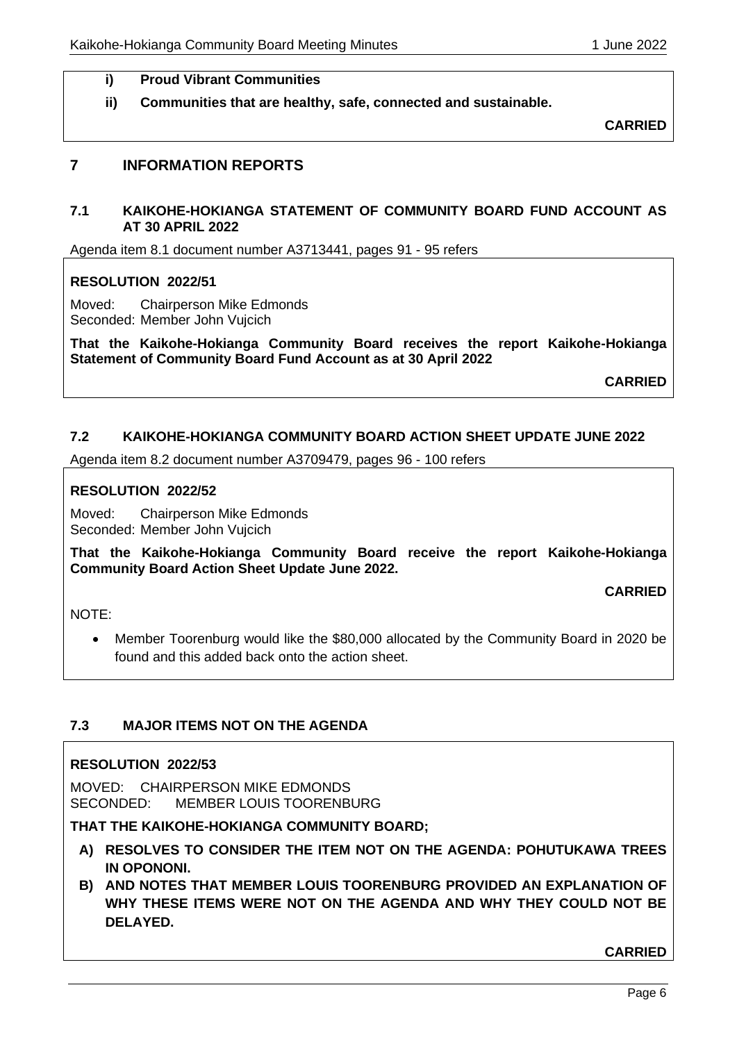i) **Proud Vibrant Communities**

ii) **Communities that are healthy, safe, connected and sustainable.**

**CARRIED**

## 7 INFORMATION REPORTS

### 7.1 KAIKOHE-HOKIANGA STATEMENT OF COMMUNITY BOARD FUND ACCOUNT AS AT 30 APRIL 2022

Agenda item 8.1 document number A3713441, pages 91 - 95 refers

**RESOLUTION 2022/51**

Moved: Chairperson Mike Edmonds
Seconded: Member John Vujcich

**That the Kaikohe-Hokianga Community Board receives the report Kaikohe-Hokianga Statement of Community Board Fund Account as at 30 April 2022**

**CARRIED**

### 7.2 KAIKOHE-HOKIANGA COMMUNITY BOARD ACTION SHEET UPDATE JUNE 2022

Agenda item 8.2 document number A3709479, pages 96 - 100 refers

**RESOLUTION 2022/52**

Moved: Chairperson Mike Edmonds
Seconded: Member John Vujcich

**That the Kaikohe-Hokianga Community Board receive the report Kaikohe-Hokianga Community Board Action Sheet Update June 2022.**

**CARRIED**

NOTE:

- Member Toorenburg would like the $80,000 allocated by the Community Board in 2020 be found and this added back onto the action sheet.

### 7.3 MAJOR ITEMS NOT ON THE AGENDA

**RESOLUTION 2022/53**

MOVED: CHAIRPERSON MIKE EDMONDS
SECONDED: MEMBER LOUIS TOORENBURG

**THAT THE KAIKOHE-HOKIANGA COMMUNITY BOARD;**

A) **RESOLVES TO CONSIDER THE ITEM NOT ON THE AGENDA: POHUTUKAWA TREES IN OPONONI.**

B) **AND NOTES THAT MEMBER LOUIS TOORENBURG PROVIDED AN EXPLANATION OF WHY THESE ITEMS WERE NOT ON THE AGENDA AND WHY THEY COULD NOT BE DELAYED.**

**CARRIED**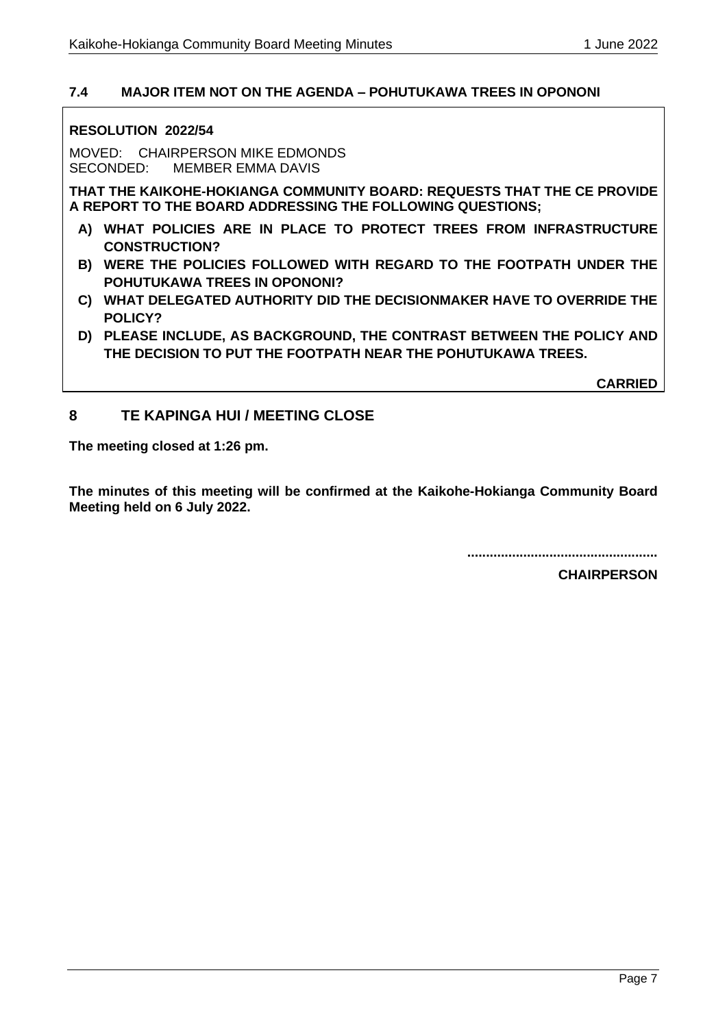### 7.4 MAJOR ITEM NOT ON THE AGENDA – POHUTUKAWA TREES IN OPONONI

**RESOLUTION 2022/54**

MOVED: CHAIRPERSON MIKE EDMONDS
SECONDED: MEMBER EMMA DAVIS

**THAT THE KAIKOHE-HOKIANGA COMMUNITY BOARD: REQUESTS THAT THE CE PROVIDE A REPORT TO THE BOARD ADDRESSING THE FOLLOWING QUESTIONS;**

**A) WHAT POLICIES ARE IN PLACE TO PROTECT TREES FROM INFRASTRUCTURE CONSTRUCTION?**

**B) WERE THE POLICIES FOLLOWED WITH REGARD TO THE FOOTPATH UNDER THE POHUTUKAWA TREES IN OPONONI?**

**C) WHAT DELEGATED AUTHORITY DID THE DECISIONMAKER HAVE TO OVERRIDE THE POLICY?**

**D) PLEASE INCLUDE, AS BACKGROUND, THE CONTRAST BETWEEN THE POLICY AND THE DECISION TO PUT THE FOOTPATH NEAR THE POHUTUKAWA TREES.**

**CARRIED**

## 8 TE KAPINGA HUI / MEETING CLOSE

**The meeting closed at 1:26 pm.**

**The minutes of this meeting will be confirmed at the Kaikohe-Hokianga Community Board Meeting held on 6 July 2022.**

...................................................

**CHAIRPERSON**